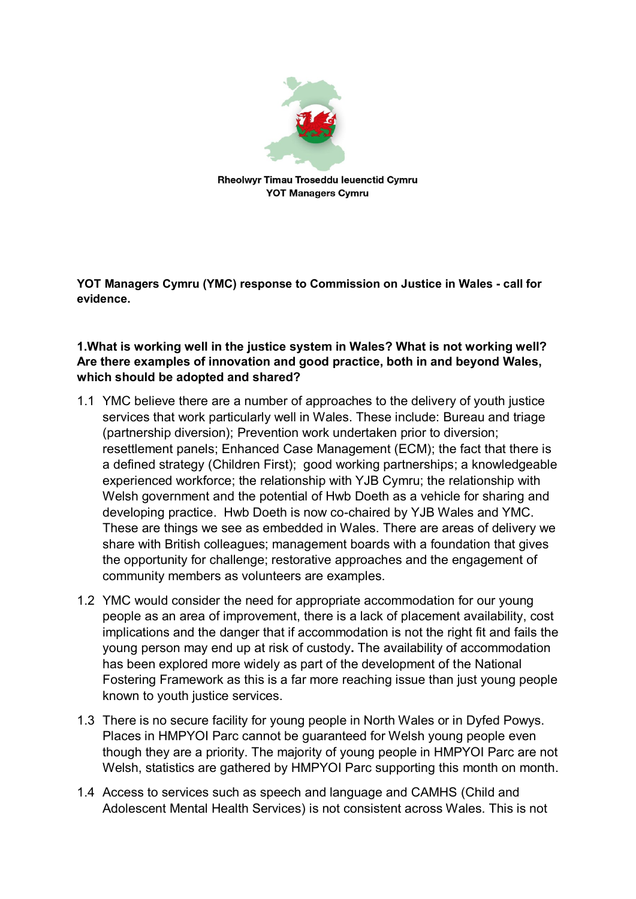Rheolwyr Timau Troseddu Ieuenctid Cymru
YOT Managers Cymru

**YOT Managers Cymru (YMC) response to Commission on Justice in Wales - call for evidence.**

**1.What is working well in the justice system in Wales? What is not working well? Are there examples of innovation and good practice, both in and beyond Wales, which should be adopted and shared?**

1.1 YMC believe there are a number of approaches to the delivery of youth justice services that work particularly well in Wales. These include: Bureau and triage (partnership diversion); Prevention work undertaken prior to diversion; resettlement panels; Enhanced Case Management (ECM); the fact that there is a defined strategy (Children First); good working partnerships; a knowledgeable experienced workforce; the relationship with YJB Cymru; the relationship with Welsh government and the potential of Hwb Doeth as a vehicle for sharing and developing practice. Hwb Doeth is now co-chaired by YJB Wales and YMC. These are things we see as embedded in Wales. There are areas of delivery we share with British colleagues; management boards with a foundation that gives the opportunity for challenge; restorative approaches and the engagement of community members as volunteers are examples.

1.2 YMC would consider the need for appropriate accommodation for our young people as an area of improvement, there is a lack of placement availability, cost implications and the danger that if accommodation is not the right fit and fails the young person may end up at risk of custody**.** The availability of accommodation has been explored more widely as part of the development of the National Fostering Framework as this is a far more reaching issue than just young people known to youth justice services.

1.3 There is no secure facility for young people in North Wales or in Dyfed Powys. Places in HMPYOI Parc cannot be guaranteed for Welsh young people even though they are a priority. The majority of young people in HMPYOI Parc are not Welsh, statistics are gathered by HMPYOI Parc supporting this month on month.

1.4 Access to services such as speech and language and CAMHS (Child and Adolescent Mental Health Services) is not consistent across Wales. This is not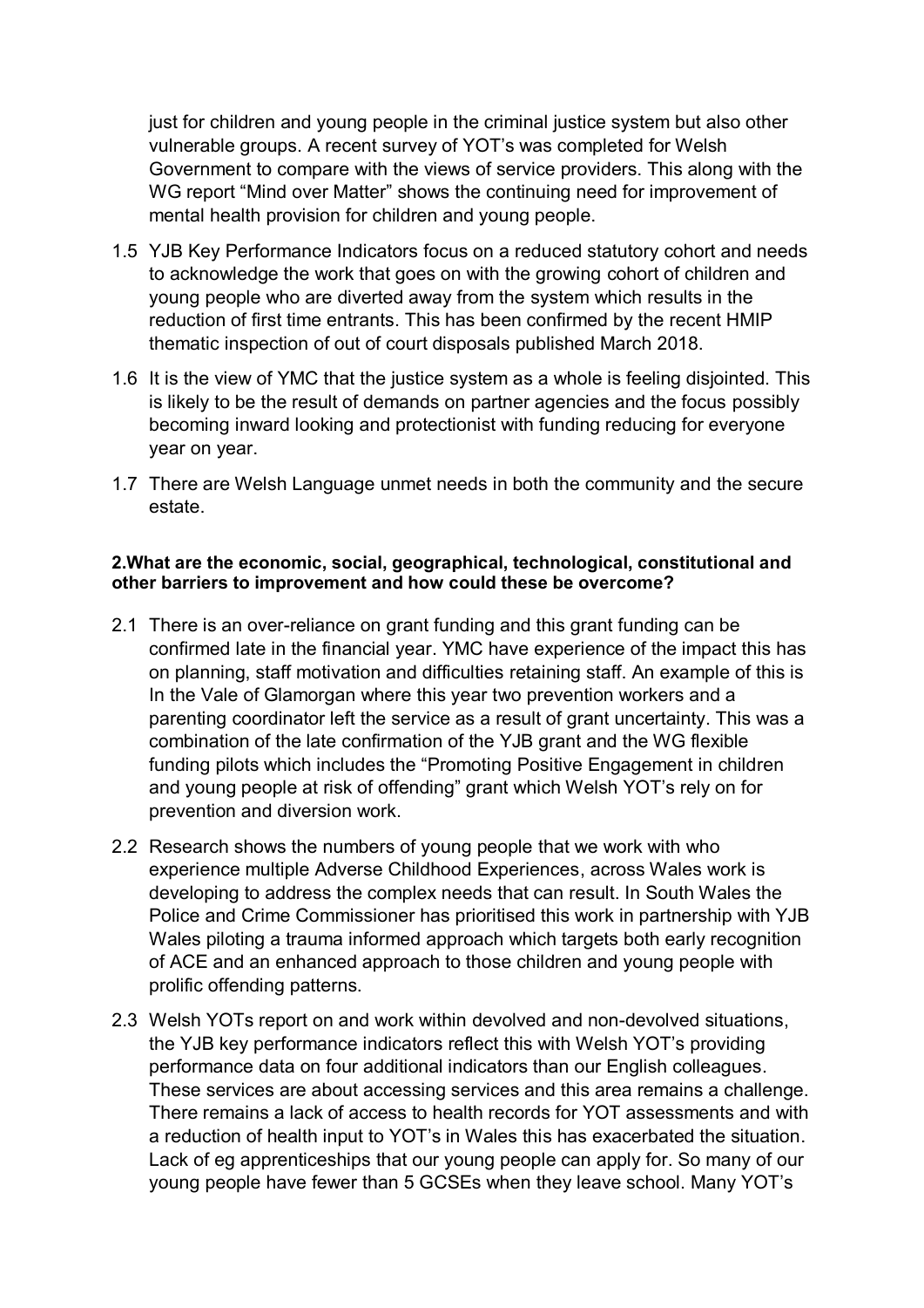just for children and young people in the criminal justice system but also other vulnerable groups. A recent survey of YOT's was completed for Welsh Government to compare with the views of service providers. This along with the WG report "Mind over Matter" shows the continuing need for improvement of mental health provision for children and young people.

1.5 YJB Key Performance Indicators focus on a reduced statutory cohort and needs to acknowledge the work that goes on with the growing cohort of children and young people who are diverted away from the system which results in the reduction of first time entrants. This has been confirmed by the recent HMIP thematic inspection of out of court disposals published March 2018.

1.6 It is the view of YMC that the justice system as a whole is feeling disjointed. This is likely to be the result of demands on partner agencies and the focus possibly becoming inward looking and protectionist with funding reducing for everyone year on year.

1.7 There are Welsh Language unmet needs in both the community and the secure estate.

**2.What are the economic, social, geographical, technological, constitutional and other barriers to improvement and how could these be overcome?**

2.1 There is an over-reliance on grant funding and this grant funding can be confirmed late in the financial year. YMC have experience of the impact this has on planning, staff motivation and difficulties retaining staff. An example of this is In the Vale of Glamorgan where this year two prevention workers and a parenting coordinator left the service as a result of grant uncertainty. This was a combination of the late confirmation of the YJB grant and the WG flexible funding pilots which includes the "Promoting Positive Engagement in children and young people at risk of offending" grant which Welsh YOT's rely on for prevention and diversion work.

2.2 Research shows the numbers of young people that we work with who experience multiple Adverse Childhood Experiences, across Wales work is developing to address the complex needs that can result. In South Wales the Police and Crime Commissioner has prioritised this work in partnership with YJB Wales piloting a trauma informed approach which targets both early recognition of ACE and an enhanced approach to those children and young people with prolific offending patterns.

2.3 Welsh YOTs report on and work within devolved and non-devolved situations, the YJB key performance indicators reflect this with Welsh YOT's providing performance data on four additional indicators than our English colleagues. These services are about accessing services and this area remains a challenge. There remains a lack of access to health records for YOT assessments and with a reduction of health input to YOT's in Wales this has exacerbated the situation. Lack of eg apprenticeships that our young people can apply for. So many of our young people have fewer than 5 GCSEs when they leave school. Many YOT's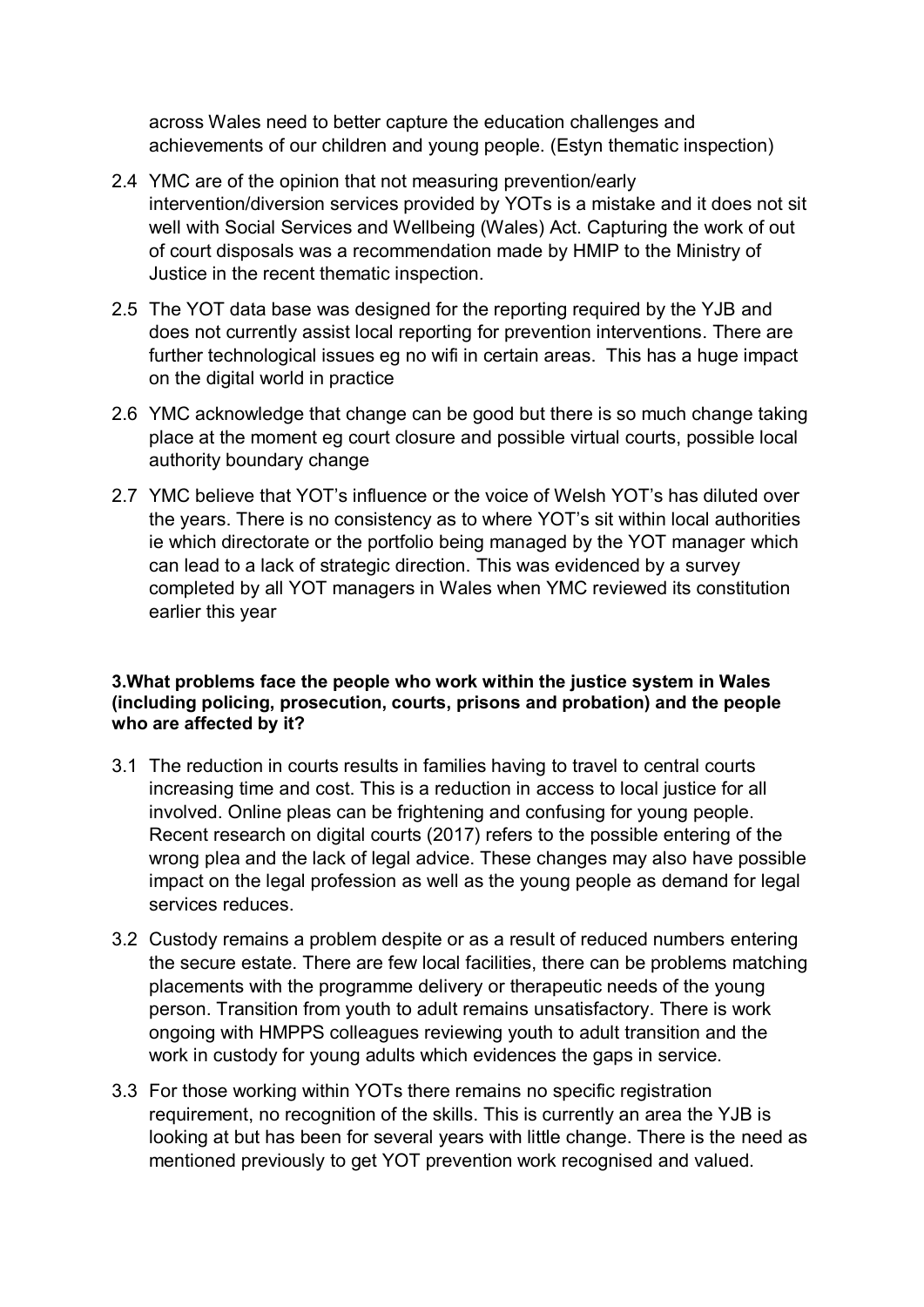across Wales need to better capture the education challenges and achievements of our children and young people. (Estyn thematic inspection)

2.4 YMC are of the opinion that not measuring prevention/early intervention/diversion services provided by YOTs is a mistake and it does not sit well with Social Services and Wellbeing (Wales) Act. Capturing the work of out of court disposals was a recommendation made by HMIP to the Ministry of Justice in the recent thematic inspection.

2.5 The YOT data base was designed for the reporting required by the YJB and does not currently assist local reporting for prevention interventions. There are further technological issues eg no wifi in certain areas. This has a huge impact on the digital world in practice

2.6 YMC acknowledge that change can be good but there is so much change taking place at the moment eg court closure and possible virtual courts, possible local authority boundary change

2.7 YMC believe that YOT's influence or the voice of Welsh YOT's has diluted over the years. There is no consistency as to where YOT's sit within local authorities ie which directorate or the portfolio being managed by the YOT manager which can lead to a lack of strategic direction. This was evidenced by a survey completed by all YOT managers in Wales when YMC reviewed its constitution earlier this year

**3.What problems face the people who work within the justice system in Wales (including policing, prosecution, courts, prisons and probation) and the people who are affected by it?**

3.1 The reduction in courts results in families having to travel to central courts increasing time and cost. This is a reduction in access to local justice for all involved. Online pleas can be frightening and confusing for young people. Recent research on digital courts (2017) refers to the possible entering of the wrong plea and the lack of legal advice. These changes may also have possible impact on the legal profession as well as the young people as demand for legal services reduces.

3.2 Custody remains a problem despite or as a result of reduced numbers entering the secure estate. There are few local facilities, there can be problems matching placements with the programme delivery or therapeutic needs of the young person. Transition from youth to adult remains unsatisfactory. There is work ongoing with HMPPS colleagues reviewing youth to adult transition and the work in custody for young adults which evidences the gaps in service.

3.3 For those working within YOTs there remains no specific registration requirement, no recognition of the skills. This is currently an area the YJB is looking at but has been for several years with little change. There is the need as mentioned previously to get YOT prevention work recognised and valued.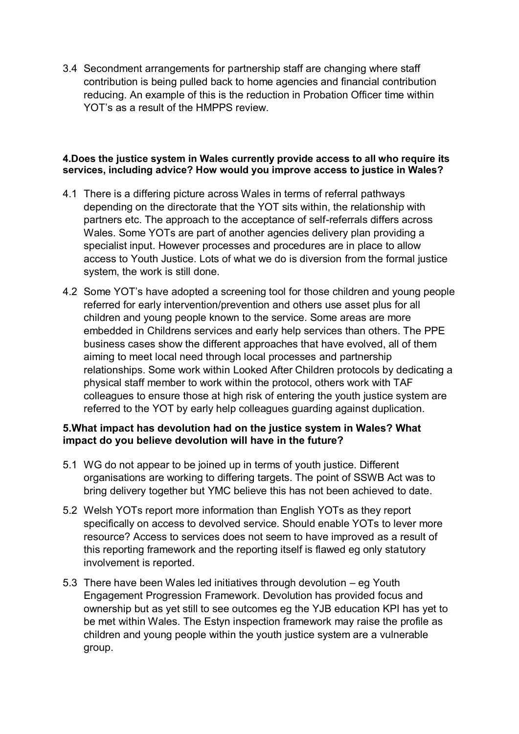3.4 Secondment arrangements for partnership staff are changing where staff contribution is being pulled back to home agencies and financial contribution reducing. An example of this is the reduction in Probation Officer time within YOT's as a result of the HMPPS review.

**4.Does the justice system in Wales currently provide access to all who require its services, including advice? How would you improve access to justice in Wales?**

4.1 There is a differing picture across Wales in terms of referral pathways depending on the directorate that the YOT sits within, the relationship with partners etc. The approach to the acceptance of self-referrals differs across Wales. Some YOTs are part of another agencies delivery plan providing a specialist input. However processes and procedures are in place to allow access to Youth Justice. Lots of what we do is diversion from the formal justice system, the work is still done.

4.2 Some YOT's have adopted a screening tool for those children and young people referred for early intervention/prevention and others use asset plus for all children and young people known to the service. Some areas are more embedded in Childrens services and early help services than others. The PPE business cases show the different approaches that have evolved, all of them aiming to meet local need through local processes and partnership relationships. Some work within Looked After Children protocols by dedicating a physical staff member to work within the protocol, others work with TAF colleagues to ensure those at high risk of entering the youth justice system are referred to the YOT by early help colleagues guarding against duplication.

**5.What impact has devolution had on the justice system in Wales? What impact do you believe devolution will have in the future?**

5.1 WG do not appear to be joined up in terms of youth justice. Different organisations are working to differing targets. The point of SSWB Act was to bring delivery together but YMC believe this has not been achieved to date.

5.2 Welsh YOTs report more information than English YOTs as they report specifically on access to devolved service. Should enable YOTs to lever more resource? Access to services does not seem to have improved as a result of this reporting framework and the reporting itself is flawed eg only statutory involvement is reported.

5.3 There have been Wales led initiatives through devolution – eg Youth Engagement Progression Framework. Devolution has provided focus and ownership but as yet still to see outcomes eg the YJB education KPI has yet to be met within Wales. The Estyn inspection framework may raise the profile as children and young people within the youth justice system are a vulnerable group.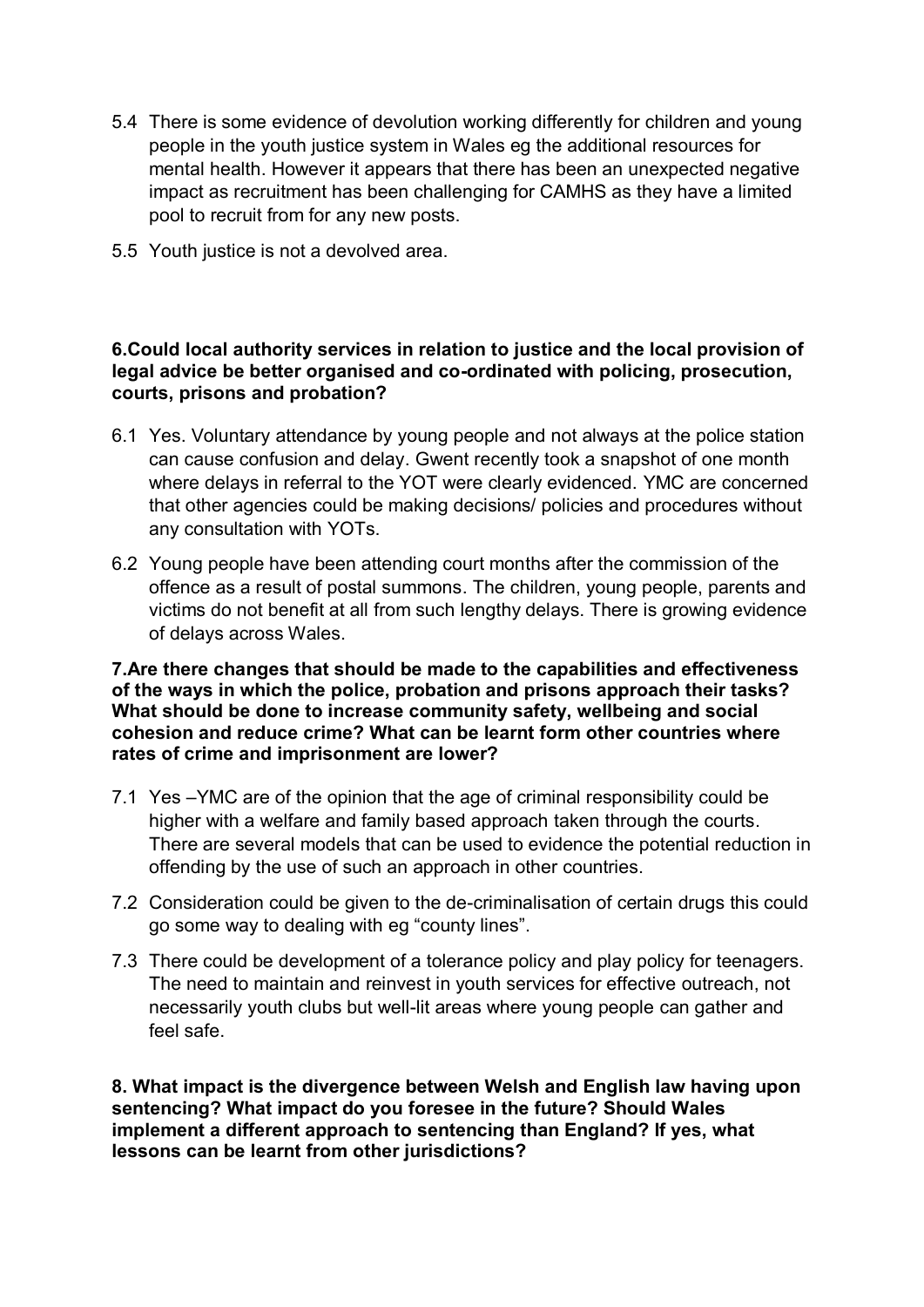5.4 There is some evidence of devolution working differently for children and young people in the youth justice system in Wales eg the additional resources for mental health. However it appears that there has been an unexpected negative impact as recruitment has been challenging for CAMHS as they have a limited pool to recruit from for any new posts.

5.5 Youth justice is not a devolved area.

**6.Could local authority services in relation to justice and the local provision of legal advice be better organised and co-ordinated with policing, prosecution, courts, prisons and probation?**

6.1 Yes. Voluntary attendance by young people and not always at the police station can cause confusion and delay. Gwent recently took a snapshot of one month where delays in referral to the YOT were clearly evidenced. YMC are concerned that other agencies could be making decisions/ policies and procedures without any consultation with YOTs.

6.2 Young people have been attending court months after the commission of the offence as a result of postal summons. The children, young people, parents and victims do not benefit at all from such lengthy delays. There is growing evidence of delays across Wales.

**7.Are there changes that should be made to the capabilities and effectiveness of the ways in which the police, probation and prisons approach their tasks? What should be done to increase community safety, wellbeing and social cohesion and reduce crime? What can be learnt form other countries where rates of crime and imprisonment are lower?**

7.1 Yes –YMC are of the opinion that the age of criminal responsibility could be higher with a welfare and family based approach taken through the courts. There are several models that can be used to evidence the potential reduction in offending by the use of such an approach in other countries.

7.2 Consideration could be given to the de-criminalisation of certain drugs this could go some way to dealing with eg “county lines”.

7.3 There could be development of a tolerance policy and play policy for teenagers. The need to maintain and reinvest in youth services for effective outreach, not necessarily youth clubs but well-lit areas where young people can gather and feel safe.

**8. What impact is the divergence between Welsh and English law having upon sentencing? What impact do you foresee in the future? Should Wales implement a different approach to sentencing than England? If yes, what lessons can be learnt from other jurisdictions?**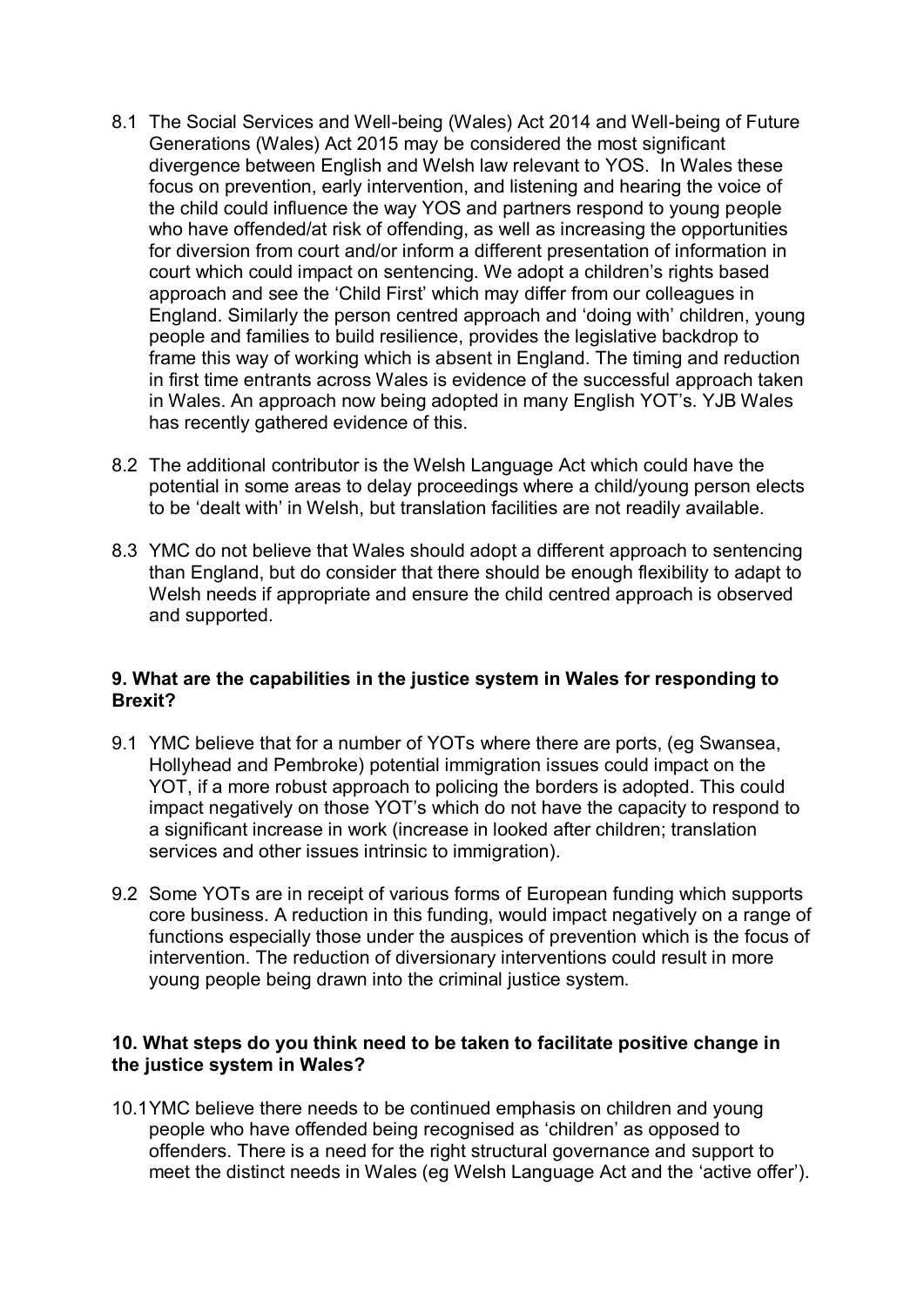8.1 The Social Services and Well-being (Wales) Act 2014 and Well-being of Future Generations (Wales) Act 2015 may be considered the most significant divergence between English and Welsh law relevant to YOS. In Wales these focus on prevention, early intervention, and listening and hearing the voice of the child could influence the way YOS and partners respond to young people who have offended/at risk of offending, as well as increasing the opportunities for diversion from court and/or inform a different presentation of information in court which could impact on sentencing. We adopt a children's rights based approach and see the 'Child First' which may differ from our colleagues in England. Similarly the person centred approach and 'doing with' children, young people and families to build resilience, provides the legislative backdrop to frame this way of working which is absent in England. The timing and reduction in first time entrants across Wales is evidence of the successful approach taken in Wales. An approach now being adopted in many English YOT's. YJB Wales has recently gathered evidence of this.

8.2 The additional contributor is the Welsh Language Act which could have the potential in some areas to delay proceedings where a child/young person elects to be 'dealt with' in Welsh, but translation facilities are not readily available.

8.3 YMC do not believe that Wales should adopt a different approach to sentencing than England, but do consider that there should be enough flexibility to adapt to Welsh needs if appropriate and ensure the child centred approach is observed and supported.

### 9. What are the capabilities in the justice system in Wales for responding to Brexit?

9.1 YMC believe that for a number of YOTs where there are ports, (eg Swansea, Hollyhead and Pembroke) potential immigration issues could impact on the YOT, if a more robust approach to policing the borders is adopted. This could impact negatively on those YOT's which do not have the capacity to respond to a significant increase in work (increase in looked after children; translation services and other issues intrinsic to immigration).

9.2 Some YOTs are in receipt of various forms of European funding which supports core business. A reduction in this funding, would impact negatively on a range of functions especially those under the auspices of prevention which is the focus of intervention. The reduction of diversionary interventions could result in more young people being drawn into the criminal justice system.

### 10. What steps do you think need to be taken to facilitate positive change in the justice system in Wales?

10.1 YMC believe there needs to be continued emphasis on children and young people who have offended being recognised as 'children' as opposed to offenders. There is a need for the right structural governance and support to meet the distinct needs in Wales (eg Welsh Language Act and the 'active offer').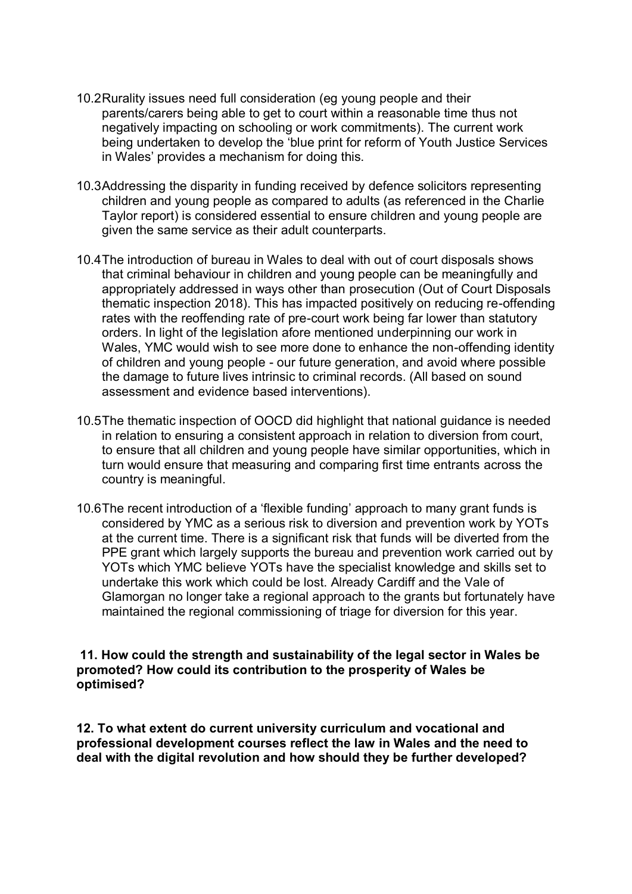10.2 Rurality issues need full consideration (eg young people and their parents/carers being able to get to court within a reasonable time thus not negatively impacting on schooling or work commitments). The current work being undertaken to develop the 'blue print for reform of Youth Justice Services in Wales' provides a mechanism for doing this.

10.3 Addressing the disparity in funding received by defence solicitors representing children and young people as compared to adults (as referenced in the Charlie Taylor report) is considered essential to ensure children and young people are given the same service as their adult counterparts.

10.4 The introduction of bureau in Wales to deal with out of court disposals shows that criminal behaviour in children and young people can be meaningfully and appropriately addressed in ways other than prosecution (Out of Court Disposals thematic inspection 2018). This has impacted positively on reducing re-offending rates with the reoffending rate of pre-court work being far lower than statutory orders. In light of the legislation afore mentioned underpinning our work in Wales, YMC would wish to see more done to enhance the non-offending identity of children and young people - our future generation, and avoid where possible the damage to future lives intrinsic to criminal records. (All based on sound assessment and evidence based interventions).

10.5 The thematic inspection of OOCD did highlight that national guidance is needed in relation to ensuring a consistent approach in relation to diversion from court, to ensure that all children and young people have similar opportunities, which in turn would ensure that measuring and comparing first time entrants across the country is meaningful.

10.6 The recent introduction of a 'flexible funding' approach to many grant funds is considered by YMC as a serious risk to diversion and prevention work by YOTs at the current time. There is a significant risk that funds will be diverted from the PPE grant which largely supports the bureau and prevention work carried out by YOTs which YMC believe YOTs have the specialist knowledge and skills set to undertake this work which could be lost. Already Cardiff and the Vale of Glamorgan no longer take a regional approach to the grants but fortunately have maintained the regional commissioning of triage for diversion for this year.

**11. How could the strength and sustainability of the legal sector in Wales be promoted? How could its contribution to the prosperity of Wales be optimised?**

**12. To what extent do current university curriculum and vocational and professional development courses reflect the law in Wales and the need to deal with the digital revolution and how should they be further developed?**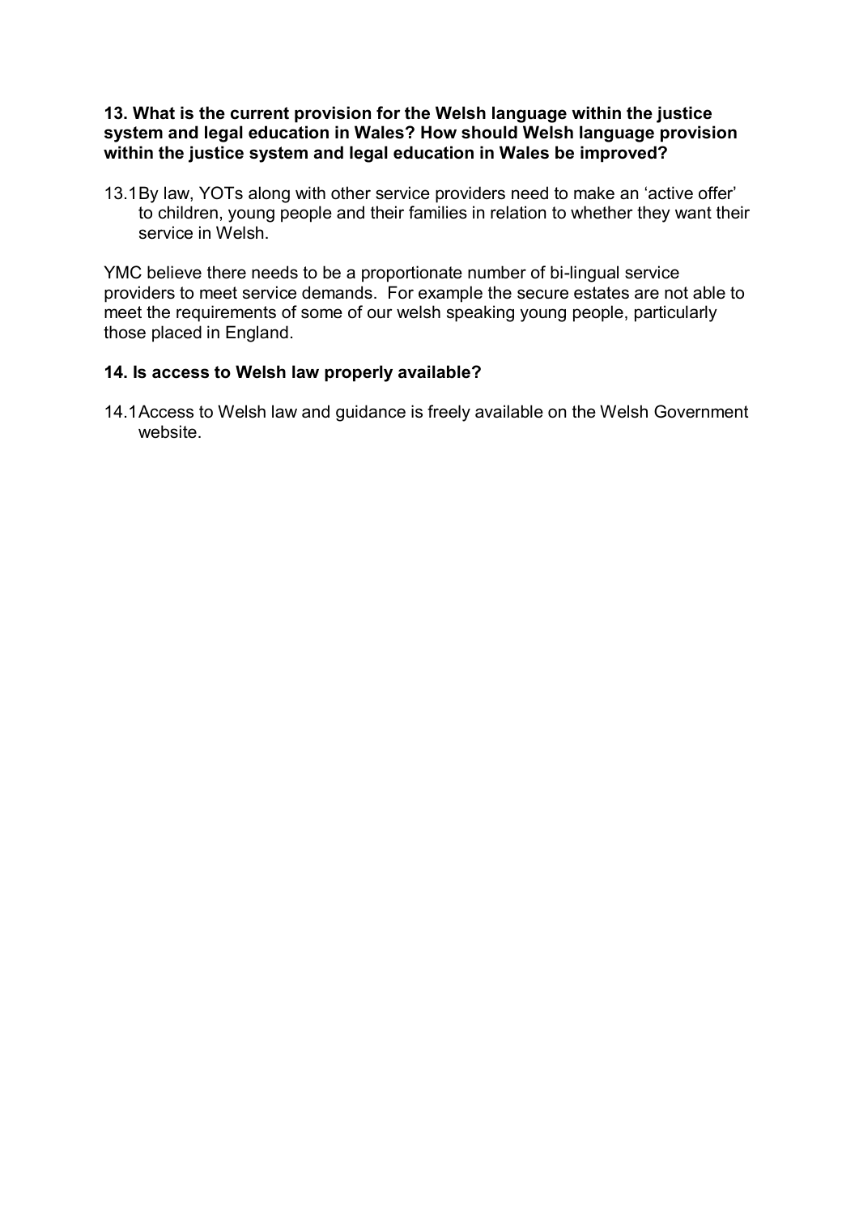**13. What is the current provision for the Welsh language within the justice system and legal education in Wales? How should Welsh language provision within the justice system and legal education in Wales be improved?**

13.1 By law, YOTs along with other service providers need to make an 'active offer' to children, young people and their families in relation to whether they want their service in Welsh.

YMC believe there needs to be a proportionate number of bi-lingual service providers to meet service demands. For example the secure estates are not able to meet the requirements of some of our welsh speaking young people, particularly those placed in England.

**14. Is access to Welsh law properly available?**

14.1 Access to Welsh law and guidance is freely available on the Welsh Government website.